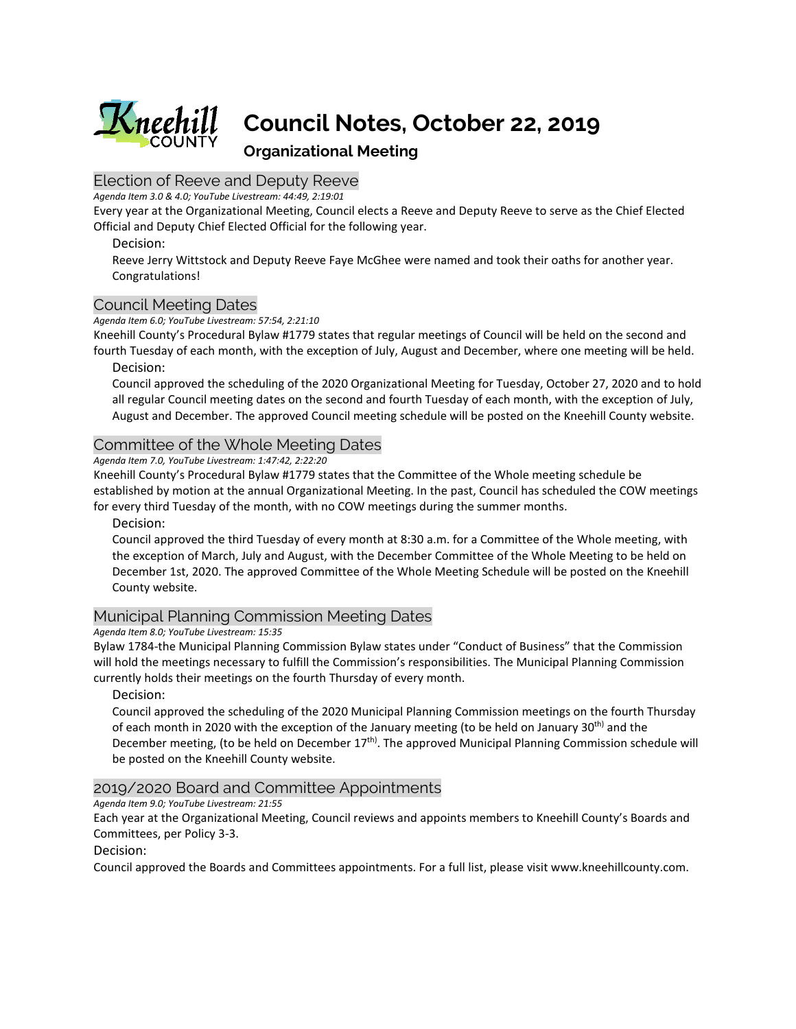# Council Notes, October 22, 2019

## Organizational Meeting

### Election of Reeve and Deputy Reeve

*Agenda Item 3.0 & 4.0; YouTube Livestream: 44:49, 2:19:01*

Every year at the Organizational Meeting, Council elects a Reeve and Deputy Reeve to serve as the Chief Elected Official and Deputy Chief Elected Official for the following year.

Decision:

Reeve Jerry Wittstock and Deputy Reeve Faye McGhee were named and took their oaths for another year. Congratulations!

### Council Meeting Dates

*Agenda Item 6.0; YouTube Livestream: 57:54, 2:21:10*

Kneehill County's Procedural Bylaw #1779 states that regular meetings of Council will be held on the second and fourth Tuesday of each month, with the exception of July, August and December, where one meeting will be held.

Decision:

Council approved the scheduling of the 2020 Organizational Meeting for Tuesday, October 27, 2020 and to hold all regular Council meeting dates on the second and fourth Tuesday of each month, with the exception of July, August and December. The approved Council meeting schedule will be posted on the Kneehill County website.

### Committee of the Whole Meeting Dates

*Agenda Item 7.0, YouTube Livestream: 1:47:42, 2:22:20*

Kneehill County's Procedural Bylaw #1779 states that the Committee of the Whole meeting schedule be established by motion at the annual Organizational Meeting. In the past, Council has scheduled the COW meetings for every third Tuesday of the month, with no COW meetings during the summer months.

Decision:

Council approved the third Tuesday of every month at 8:30 a.m. for a Committee of the Whole meeting, with the exception of March, July and August, with the December Committee of the Whole Meeting to be held on December 1st, 2020. The approved Committee of the Whole Meeting Schedule will be posted on the Kneehill County website.

### Municipal Planning Commission Meeting Dates

*Agenda Item 8.0; YouTube Livestream: 15:35*

Bylaw 1784-the Municipal Planning Commission Bylaw states under "Conduct of Business" that the Commission will hold the meetings necessary to fulfill the Commission's responsibilities. The Municipal Planning Commission currently holds their meetings on the fourth Thursday of every month.

Decision:

Council approved the scheduling of the 2020 Municipal Planning Commission meetings on the fourth Thursday of each month in 2020 with the exception of the January meeting (to be held on January 30th) and the December meeting, (to be held on December 17th). The approved Municipal Planning Commission schedule will be posted on the Kneehill County website.

### 2019/2020 Board and Committee Appointments

*Agenda Item 9.0; YouTube Livestream: 21:55*

Each year at the Organizational Meeting, Council reviews and appoints members to Kneehill County's Boards and Committees, per Policy 3-3.

Decision:

Council approved the Boards and Committees appointments. For a full list, please visit www.kneehillcounty.com.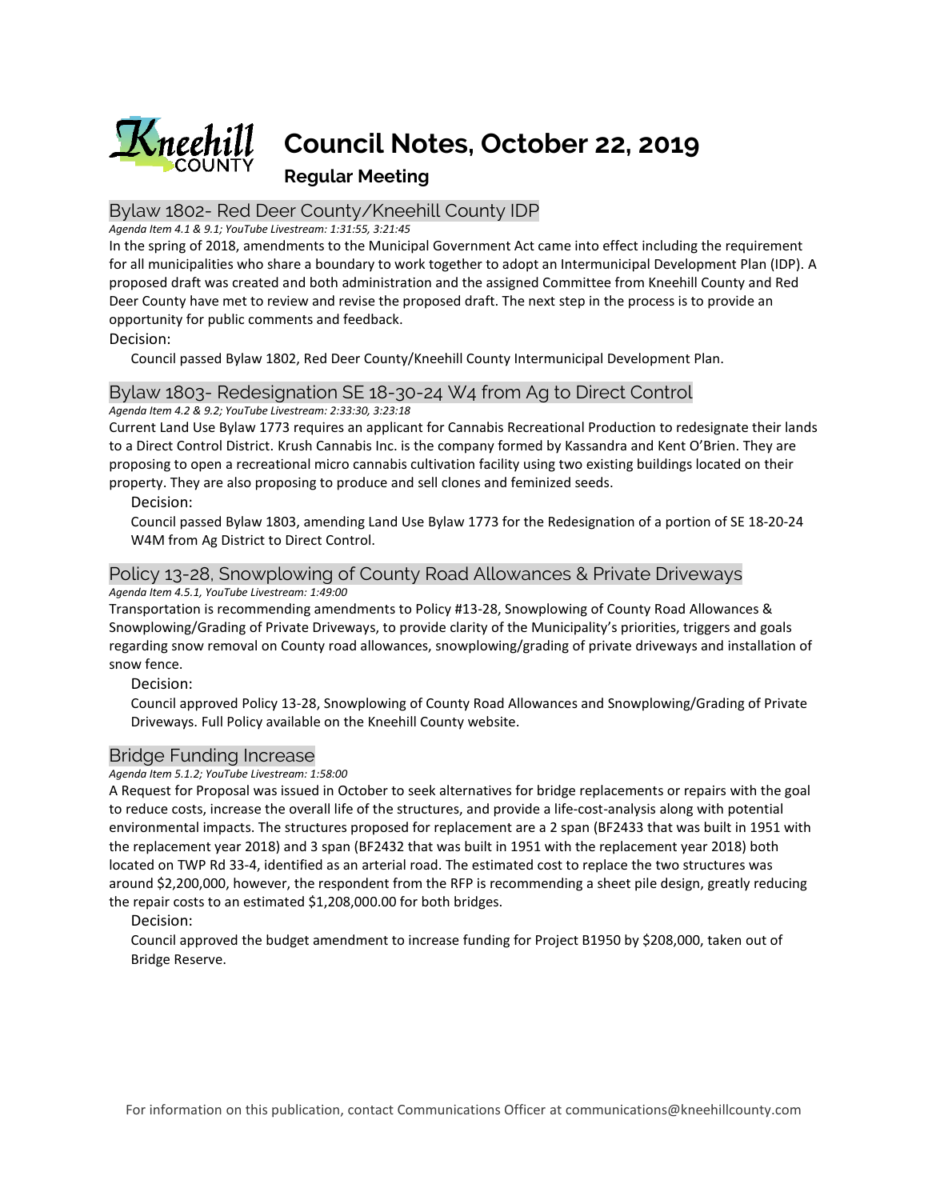# Council Notes, October 22, 2019

## Regular Meeting

### Bylaw 1802- Red Deer County/Kneehill County IDP

*Agenda Item 4.1 & 9.1; YouTube Livestream: 1:31:55, 3:21:45*

In the spring of 2018, amendments to the Municipal Government Act came into effect including the requirement for all municipalities who share a boundary to work together to adopt an Intermunicipal Development Plan (IDP). A proposed draft was created and both administration and the assigned Committee from Kneehill County and Red Deer County have met to review and revise the proposed draft. The next step in the process is to provide an opportunity for public comments and feedback.

Decision:

Council passed Bylaw 1802, Red Deer County/Kneehill County Intermunicipal Development Plan.

### Bylaw 1803- Redesignation SE 18-30-24 W4 from Ag to Direct Control

*Agenda Item 4.2 & 9.2; YouTube Livestream: 2:33:30, 3:23:18*

Current Land Use Bylaw 1773 requires an applicant for Cannabis Recreational Production to redesignate their lands to a Direct Control District. Krush Cannabis Inc. is the company formed by Kassandra and Kent O'Brien. They are proposing to open a recreational micro cannabis cultivation facility using two existing buildings located on their property. They are also proposing to produce and sell clones and feminized seeds.

Decision:

Council passed Bylaw 1803, amending Land Use Bylaw 1773 for the Redesignation of a portion of SE 18-20-24 W4M from Ag District to Direct Control.

### Policy 13-28, Snowplowing of County Road Allowances & Private Driveways

*Agenda Item 4.5.1, YouTube Livestream: 1:49:00*

Transportation is recommending amendments to Policy #13-28, Snowplowing of County Road Allowances & Snowplowing/Grading of Private Driveways, to provide clarity of the Municipality's priorities, triggers and goals regarding snow removal on County road allowances, snowplowing/grading of private driveways and installation of snow fence.

Decision:

Council approved Policy 13-28, Snowplowing of County Road Allowances and Snowplowing/Grading of Private Driveways. Full Policy available on the Kneehill County website.

### Bridge Funding Increase

*Agenda Item 5.1.2; YouTube Livestream: 1:58:00*

A Request for Proposal was issued in October to seek alternatives for bridge replacements or repairs with the goal to reduce costs, increase the overall life of the structures, and provide a life-cost-analysis along with potential environmental impacts. The structures proposed for replacement are a 2 span (BF2433 that was built in 1951 with the replacement year 2018) and 3 span (BF2432 that was built in 1951 with the replacement year 2018) both located on TWP Rd 33-4, identified as an arterial road. The estimated cost to replace the two structures was around $2,200,000, however, the respondent from the RFP is recommending a sheet pile design, greatly reducing the repair costs to an estimated $1,208,000.00 for both bridges.

Decision:

Council approved the budget amendment to increase funding for Project B1950 by $208,000, taken out of Bridge Reserve.

For information on this publication, contact Communications Officer at communications@kneehillcounty.com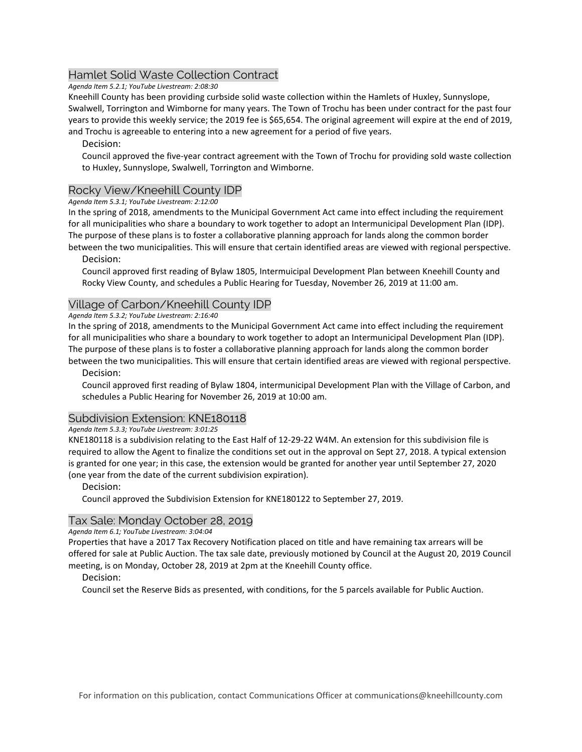## Hamlet Solid Waste Collection Contract

*Agenda Item 5.2.1; YouTube Livestream: 2:08:30*

Kneehill County has been providing curbside solid waste collection within the Hamlets of Huxley, Sunnyslope, Swalwell, Torrington and Wimborne for many years. The Town of Trochu has been under contract for the past four years to provide this weekly service; the 2019 fee is $65,654. The original agreement will expire at the end of 2019, and Trochu is agreeable to entering into a new agreement for a period of five years.

Decision:

Council approved the five-year contract agreement with the Town of Trochu for providing sold waste collection to Huxley, Sunnyslope, Swalwell, Torrington and Wimborne.

## Rocky View/Kneehill County IDP

*Agenda Item 5.3.1; YouTube Livestream: 2:12:00*

In the spring of 2018, amendments to the Municipal Government Act came into effect including the requirement for all municipalities who share a boundary to work together to adopt an Intermunicipal Development Plan (IDP). The purpose of these plans is to foster a collaborative planning approach for lands along the common border between the two municipalities. This will ensure that certain identified areas are viewed with regional perspective.

Decision:

Council approved first reading of Bylaw 1805, Intermuicipal Development Plan between Kneehill County and Rocky View County, and schedules a Public Hearing for Tuesday, November 26, 2019 at 11:00 am.

## Village of Carbon/Kneehill County IDP

*Agenda Item 5.3.2; YouTube Livestream: 2:16:40*

In the spring of 2018, amendments to the Municipal Government Act came into effect including the requirement for all municipalities who share a boundary to work together to adopt an Intermunicipal Development Plan (IDP). The purpose of these plans is to foster a collaborative planning approach for lands along the common border between the two municipalities. This will ensure that certain identified areas are viewed with regional perspective.

Decision:

Council approved first reading of Bylaw 1804, intermunicipal Development Plan with the Village of Carbon, and schedules a Public Hearing for November 26, 2019 at 10:00 am.

## Subdivision Extension: KNE180118

*Agenda Item 5.3.3; YouTube Livestream: 3:01:25*

KNE180118 is a subdivision relating to the East Half of 12-29-22 W4M. An extension for this subdivision file is required to allow the Agent to finalize the conditions set out in the approval on Sept 27, 2018. A typical extension is granted for one year; in this case, the extension would be granted for another year until September 27, 2020 (one year from the date of the current subdivision expiration).

Decision:

Council approved the Subdivision Extension for KNE180122 to September 27, 2019.

## Tax Sale: Monday October 28, 2019

*Agenda Item 6.1; YouTube Livestream: 3:04:04*

Properties that have a 2017 Tax Recovery Notification placed on title and have remaining tax arrears will be offered for sale at Public Auction. The tax sale date, previously motioned by Council at the August 20, 2019 Council meeting, is on Monday, October 28, 2019 at 2pm at the Kneehill County office.

Decision:

Council set the Reserve Bids as presented, with conditions, for the 5 parcels available for Public Auction.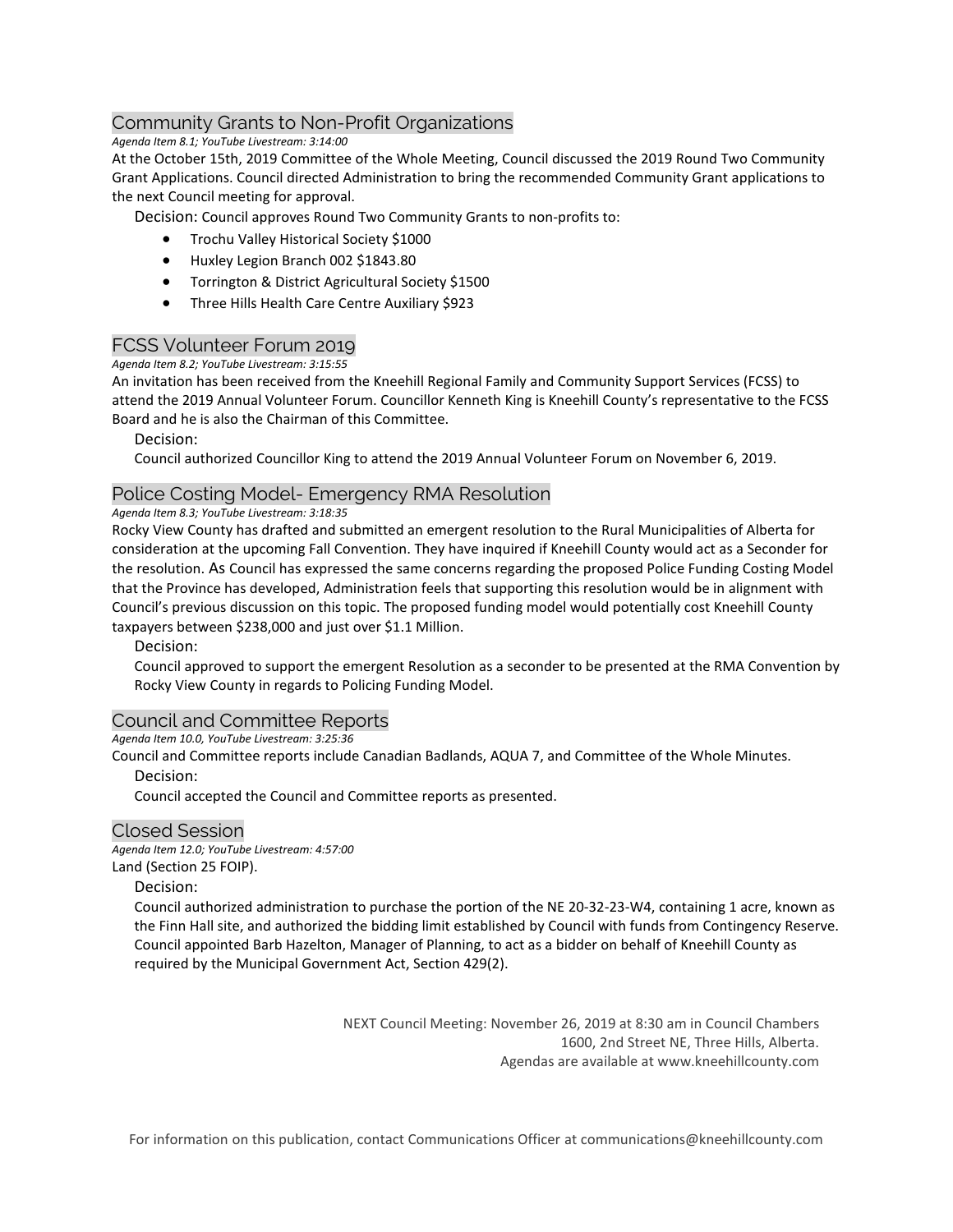## Community Grants to Non-Profit Organizations

*Agenda Item 8.1; YouTube Livestream: 3:14:00*

At the October 15th, 2019 Committee of the Whole Meeting, Council discussed the 2019 Round Two Community Grant Applications. Council directed Administration to bring the recommended Community Grant applications to the next Council meeting for approval.

Decision: Council approves Round Two Community Grants to non-profits to:

- Trochu Valley Historical Society $1000
- Huxley Legion Branch 002 $1843.80
- Torrington & District Agricultural Society $1500
- Three Hills Health Care Centre Auxiliary $923

## FCSS Volunteer Forum 2019

*Agenda Item 8.2; YouTube Livestream: 3:15:55*

An invitation has been received from the Kneehill Regional Family and Community Support Services (FCSS) to attend the 2019 Annual Volunteer Forum. Councillor Kenneth King is Kneehill County's representative to the FCSS Board and he is also the Chairman of this Committee.

Decision:

Council authorized Councillor King to attend the 2019 Annual Volunteer Forum on November 6, 2019.

## Police Costing Model- Emergency RMA Resolution

*Agenda Item 8.3; YouTube Livestream: 3:18:35*

Rocky View County has drafted and submitted an emergent resolution to the Rural Municipalities of Alberta for consideration at the upcoming Fall Convention. They have inquired if Kneehill County would act as a Seconder for the resolution. As Council has expressed the same concerns regarding the proposed Police Funding Costing Model that the Province has developed, Administration feels that supporting this resolution would be in alignment with Council's previous discussion on this topic. The proposed funding model would potentially cost Kneehill County taxpayers between $238,000 and just over $1.1 Million.

Decision:

Council approved to support the emergent Resolution as a seconder to be presented at the RMA Convention by Rocky View County in regards to Policing Funding Model.

## Council and Committee Reports

*Agenda Item 10.0, YouTube Livestream: 3:25:36*

Council and Committee reports include Canadian Badlands, AQUA 7, and Committee of the Whole Minutes.

Decision:

Council accepted the Council and Committee reports as presented.

## Closed Session

*Agenda Item 12.0; YouTube Livestream: 4:57:00*

Land (Section 25 FOIP).

Decision:

Council authorized administration to purchase the portion of the NE 20-32-23-W4, containing 1 acre, known as the Finn Hall site, and authorized the bidding limit established by Council with funds from Contingency Reserve. Council appointed Barb Hazelton, Manager of Planning, to act as a bidder on behalf of Kneehill County as required by the Municipal Government Act, Section 429(2).

NEXT Council Meeting: November 26, 2019 at 8:30 am in Council Chambers
1600, 2nd Street NE, Three Hills, Alberta.
Agendas are available at www.kneehillcounty.com

For information on this publication, contact Communications Officer at communications@kneehillcounty.com